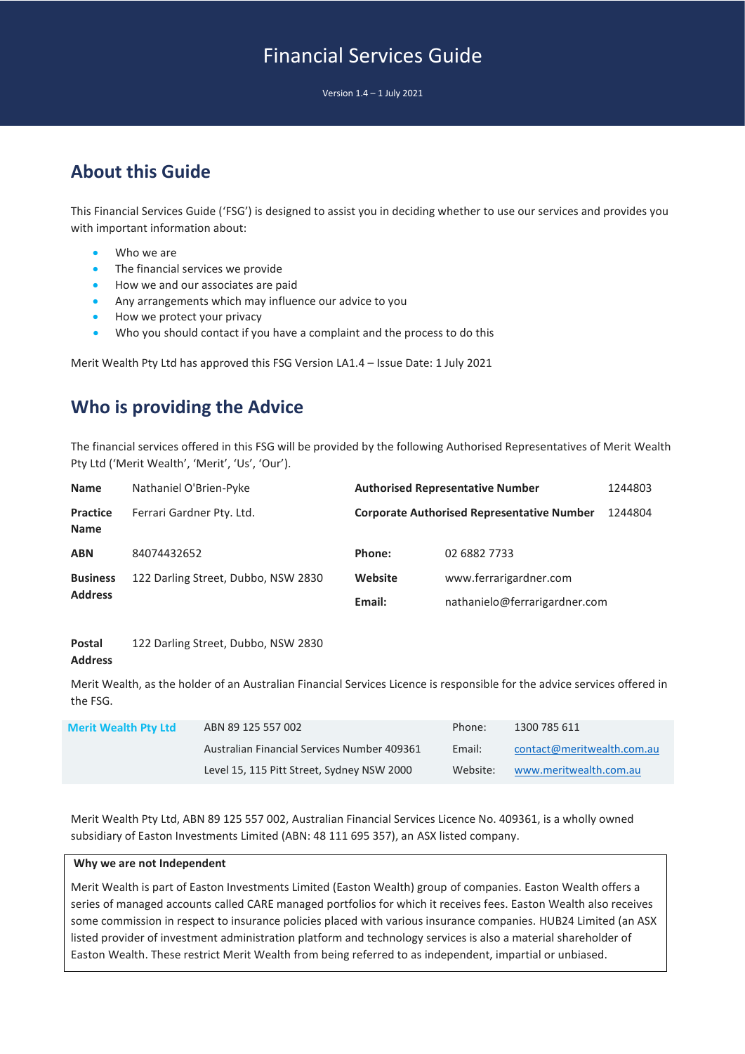# Financial Services Guide

Version 1.4 – 1 July 2021

## About this Guide

This Financial Services Guide ('FSG') is designed to assist you in deciding whether to use our services and provides you with important information about:

- Who we are
- The financial services we provide
- How we and our associates are paid
- Any arrangements which may influence our advice to you
- How we protect your privacy
- Who you should contact if you have a complaint and the process to do this

Merit Wealth Pty Ltd has approved this FSG Version LA1.4 – Issue Date: 1 July 2021

## Who is providing the Advice

The financial services offered in this FSG will be provided by the following Authorised Representatives of Merit Wealth Pty Ltd ('Merit Wealth', 'Merit', 'Us', 'Our').

| | | | |
|---|---|---|---|
| **Name** | Nathaniel O'Brien-Pyke | **Authorised Representative Number** | 1244803 |
| **Practice Name** | Ferrari Gardner Pty. Ltd. | **Corporate Authorised Representative Number** | 1244804 |
| **ABN** | 84074432652 | **Phone:** | 02 6882 7733 |
| **Business Address** | 122 Darling Street, Dubbo, NSW 2830 | **Website** | www.ferrarigardner.com |
| | | **Email:** | nathanielo@ferrarigardner.com |
| **Postal Address** | 122 Darling Street, Dubbo, NSW 2830 | | |

Merit Wealth, as the holder of an Australian Financial Services Licence is responsible for the advice services offered in the FSG.

| | | | |
|---|---|---|---|
| **Merit Wealth Pty Ltd** | ABN 89 125 557 002 | Phone: | 1300 785 611 |
| | Australian Financial Services Number 409361 | Email: | contact@meritwealth.com.au |
| | Level 15, 115 Pitt Street, Sydney NSW 2000 | Website: | www.meritwealth.com.au |

Merit Wealth Pty Ltd, ABN 89 125 557 002, Australian Financial Services Licence No. 409361, is a wholly owned subsidiary of Easton Investments Limited (ABN: 48 111 695 357), an ASX listed company.

**Why we are not Independent**

Merit Wealth is part of Easton Investments Limited (Easton Wealth) group of companies. Easton Wealth offers a series of managed accounts called CARE managed portfolios for which it receives fees. Easton Wealth also receives some commission in respect to insurance policies placed with various insurance companies. HUB24 Limited (an ASX listed provider of investment administration platform and technology services is also a material shareholder of Easton Wealth. These restrict Merit Wealth from being referred to as independent, impartial or unbiased.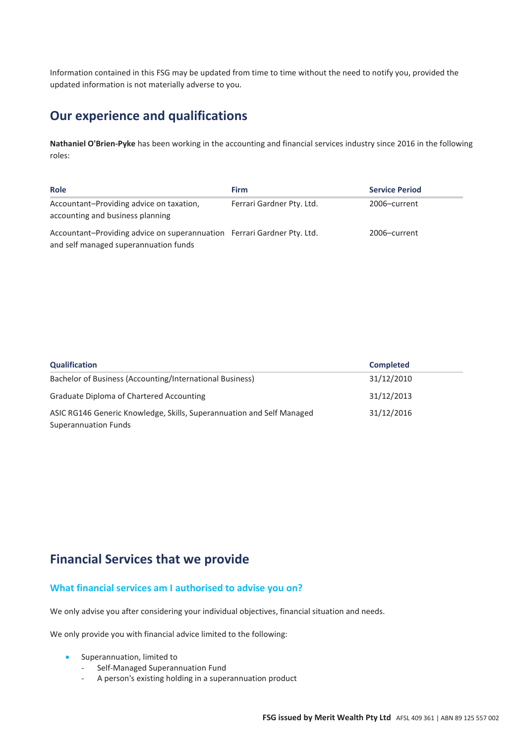Information contained in this FSG may be updated from time to time without the need to notify you, provided the updated information is not materially adverse to you.

## Our experience and qualifications

**Nathaniel O'Brien-Pyke** has been working in the accounting and financial services industry since 2016 in the following roles:

| Role | Firm | Service Period |
|---|---|---|
| Accountant–Providing advice on taxation, accounting and business planning | Ferrari Gardner Pty. Ltd. | 2006–current |
| Accountant–Providing advice on superannuation and self managed superannuation funds | Ferrari Gardner Pty. Ltd. | 2006–current |

| Qualification | Completed |
|---|---|
| Bachelor of Business (Accounting/International Business) | 31/12/2010 |
| Graduate Diploma of Chartered Accounting | 31/12/2013 |
| ASIC RG146 Generic Knowledge, Skills, Superannuation and Self Managed Superannuation Funds | 31/12/2016 |

## Financial Services that we provide

### What financial services am I authorised to advise you on?

We only advise you after considering your individual objectives, financial situation and needs.

We only provide you with financial advice limited to the following:

- Superannuation, limited to
  - Self-Managed Superannuation Fund
  - A person's existing holding in a superannuation product

**FSG issued by Merit Wealth Pty Ltd** AFSL 409 361 | ABN 89 125 557 002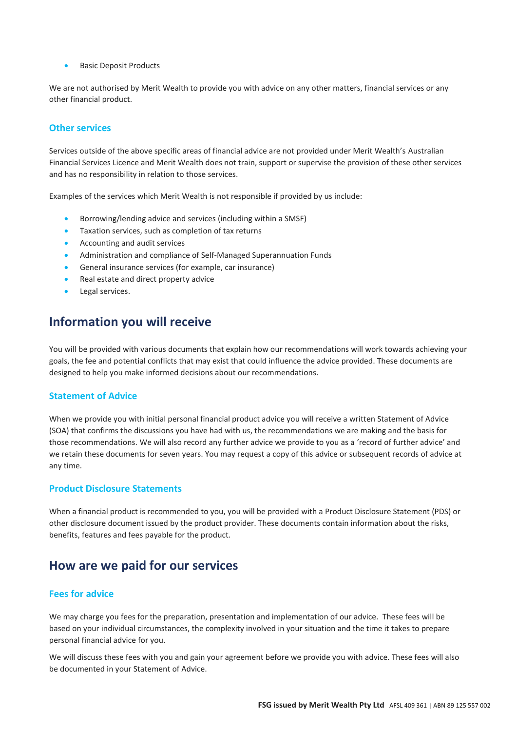- Basic Deposit Products

We are not authorised by Merit Wealth to provide you with advice on any other matters, financial services or any other financial product.

### Other services

Services outside of the above specific areas of financial advice are not provided under Merit Wealth's Australian Financial Services Licence and Merit Wealth does not train, support or supervise the provision of these other services and has no responsibility in relation to those services.

Examples of the services which Merit Wealth is not responsible if provided by us include:

- Borrowing/lending advice and services (including within a SMSF)
- Taxation services, such as completion of tax returns
- Accounting and audit services
- Administration and compliance of Self-Managed Superannuation Funds
- General insurance services (for example, car insurance)
- Real estate and direct property advice
- Legal services.

## Information you will receive

You will be provided with various documents that explain how our recommendations will work towards achieving your goals, the fee and potential conflicts that may exist that could influence the advice provided. These documents are designed to help you make informed decisions about our recommendations.

### Statement of Advice

When we provide you with initial personal financial product advice you will receive a written Statement of Advice (SOA) that confirms the discussions you have had with us, the recommendations we are making and the basis for those recommendations. We will also record any further advice we provide to you as a 'record of further advice' and we retain these documents for seven years. You may request a copy of this advice or subsequent records of advice at any time.

### Product Disclosure Statements

When a financial product is recommended to you, you will be provided with a Product Disclosure Statement (PDS) or other disclosure document issued by the product provider. These documents contain information about the risks, benefits, features and fees payable for the product.

## How are we paid for our services

### Fees for advice

We may charge you fees for the preparation, presentation and implementation of our advice. These fees will be based on your individual circumstances, the complexity involved in your situation and the time it takes to prepare personal financial advice for you.

We will discuss these fees with you and gain your agreement before we provide you with advice. These fees will also be documented in your Statement of Advice.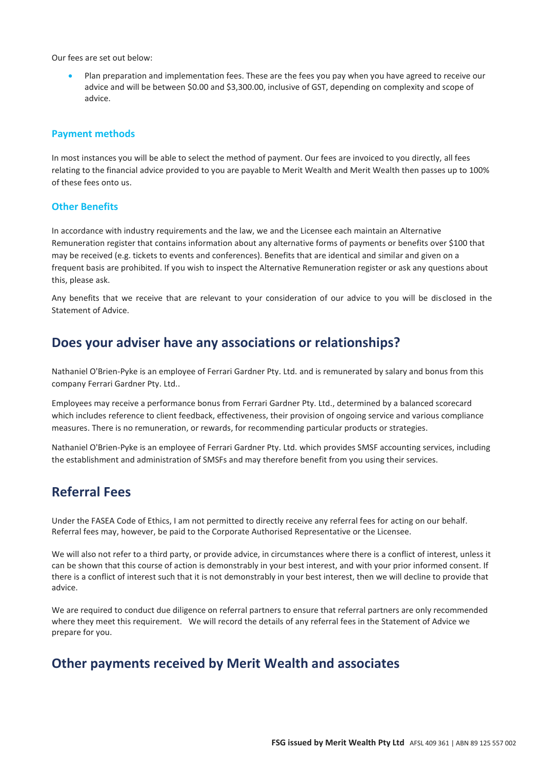Our fees are set out below:

- Plan preparation and implementation fees. These are the fees you pay when you have agreed to receive our advice and will be between $0.00 and $3,300.00, inclusive of GST, depending on complexity and scope of advice.

### Payment methods

In most instances you will be able to select the method of payment. Our fees are invoiced to you directly, all fees relating to the financial advice provided to you are payable to Merit Wealth and Merit Wealth then passes up to 100% of these fees onto us.

### Other Benefits

In accordance with industry requirements and the law, we and the Licensee each maintain an Alternative Remuneration register that contains information about any alternative forms of payments or benefits over $100 that may be received (e.g. tickets to events and conferences). Benefits that are identical and similar and given on a frequent basis are prohibited. If you wish to inspect the Alternative Remuneration register or ask any questions about this, please ask.

Any benefits that we receive that are relevant to your consideration of our advice to you will be disclosed in the Statement of Advice.

## Does your adviser have any associations or relationships?

Nathaniel O'Brien-Pyke is an employee of Ferrari Gardner Pty. Ltd. and is remunerated by salary and bonus from this company Ferrari Gardner Pty. Ltd..

Employees may receive a performance bonus from Ferrari Gardner Pty. Ltd., determined by a balanced scorecard which includes reference to client feedback, effectiveness, their provision of ongoing service and various compliance measures. There is no remuneration, or rewards, for recommending particular products or strategies.

Nathaniel O'Brien-Pyke is an employee of Ferrari Gardner Pty. Ltd. which provides SMSF accounting services, including the establishment and administration of SMSFs and may therefore benefit from you using their services.

## Referral Fees

Under the FASEA Code of Ethics, I am not permitted to directly receive any referral fees for acting on our behalf. Referral fees may, however, be paid to the Corporate Authorised Representative or the Licensee.

We will also not refer to a third party, or provide advice, in circumstances where there is a conflict of interest, unless it can be shown that this course of action is demonstrably in your best interest, and with your prior informed consent. If there is a conflict of interest such that it is not demonstrably in your best interest, then we will decline to provide that advice.

We are required to conduct due diligence on referral partners to ensure that referral partners are only recommended where they meet this requirement. We will record the details of any referral fees in the Statement of Advice we prepare for you.

## Other payments received by Merit Wealth and associates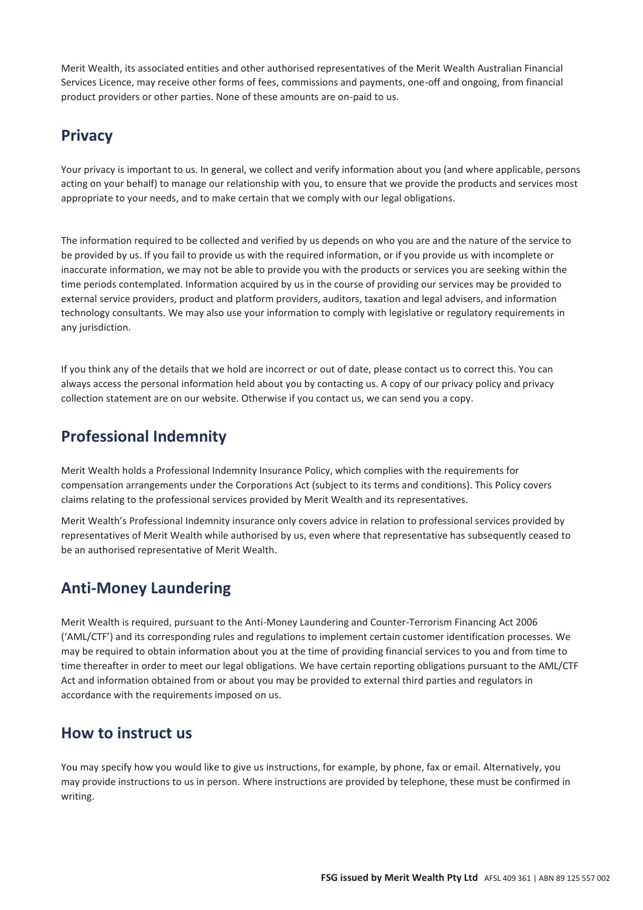Merit Wealth, its associated entities and other authorised representatives of the Merit Wealth Australian Financial Services Licence, may receive other forms of fees, commissions and payments, one-off and ongoing, from financial product providers or other parties. None of these amounts are on-paid to us.

## Privacy

Your privacy is important to us. In general, we collect and verify information about you (and where applicable, persons acting on your behalf) to manage our relationship with you, to ensure that we provide the products and services most appropriate to your needs, and to make certain that we comply with our legal obligations.

The information required to be collected and verified by us depends on who you are and the nature of the service to be provided by us. If you fail to provide us with the required information, or if you provide us with incomplete or inaccurate information, we may not be able to provide you with the products or services you are seeking within the time periods contemplated. Information acquired by us in the course of providing our services may be provided to external service providers, product and platform providers, auditors, taxation and legal advisers, and information technology consultants. We may also use your information to comply with legislative or regulatory requirements in any jurisdiction.

If you think any of the details that we hold are incorrect or out of date, please contact us to correct this. You can always access the personal information held about you by contacting us. A copy of our privacy policy and privacy collection statement are on our website. Otherwise if you contact us, we can send you a copy.

## Professional Indemnity

Merit Wealth holds a Professional Indemnity Insurance Policy, which complies with the requirements for compensation arrangements under the Corporations Act (subject to its terms and conditions). This Policy covers claims relating to the professional services provided by Merit Wealth and its representatives.

Merit Wealth's Professional Indemnity insurance only covers advice in relation to professional services provided by representatives of Merit Wealth while authorised by us, even where that representative has subsequently ceased to be an authorised representative of Merit Wealth.

## Anti-Money Laundering

Merit Wealth is required, pursuant to the Anti-Money Laundering and Counter-Terrorism Financing Act 2006 ('AML/CTF') and its corresponding rules and regulations to implement certain customer identification processes. We may be required to obtain information about you at the time of providing financial services to you and from time to time thereafter in order to meet our legal obligations. We have certain reporting obligations pursuant to the AML/CTF Act and information obtained from or about you may be provided to external third parties and regulators in accordance with the requirements imposed on us.

## How to instruct us

You may specify how you would like to give us instructions, for example, by phone, fax or email. Alternatively, you may provide instructions to us in person. Where instructions are provided by telephone, these must be confirmed in writing.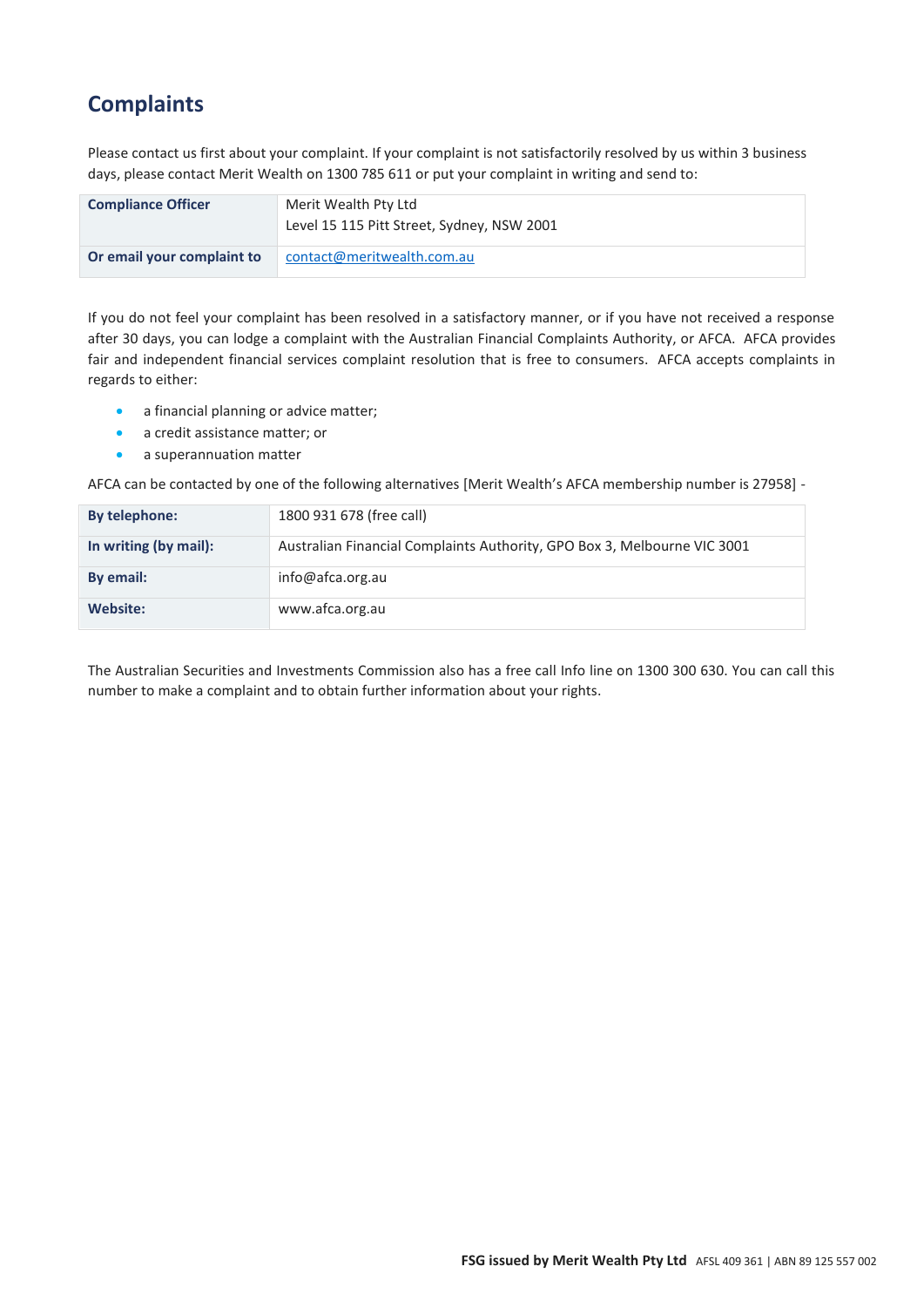## Complaints

Please contact us first about your complaint. If your complaint is not satisfactorily resolved by us within 3 business days, please contact Merit Wealth on 1300 785 611 or put your complaint in writing and send to:

| | |
|---|---|
| **Compliance Officer** | Merit Wealth Pty Ltd<br>Level 15 115 Pitt Street, Sydney, NSW 2001 |
| **Or email your complaint to** | contact@meritwealth.com.au |

If you do not feel your complaint has been resolved in a satisfactory manner, or if you have not received a response after 30 days, you can lodge a complaint with the Australian Financial Complaints Authority, or AFCA. AFCA provides fair and independent financial services complaint resolution that is free to consumers. AFCA accepts complaints in regards to either:

- a financial planning or advice matter;
- a credit assistance matter; or
- a superannuation matter

AFCA can be contacted by one of the following alternatives [Merit Wealth's AFCA membership number is 27958] -

| | |
|---|---|
| **By telephone:** | 1800 931 678 (free call) |
| **In writing (by mail):** | Australian Financial Complaints Authority, GPO Box 3, Melbourne VIC 3001 |
| **By email:** | info@afca.org.au |
| **Website:** | www.afca.org.au |

The Australian Securities and Investments Commission also has a free call Info line on 1300 300 630. You can call this number to make a complaint and to obtain further information about your rights.